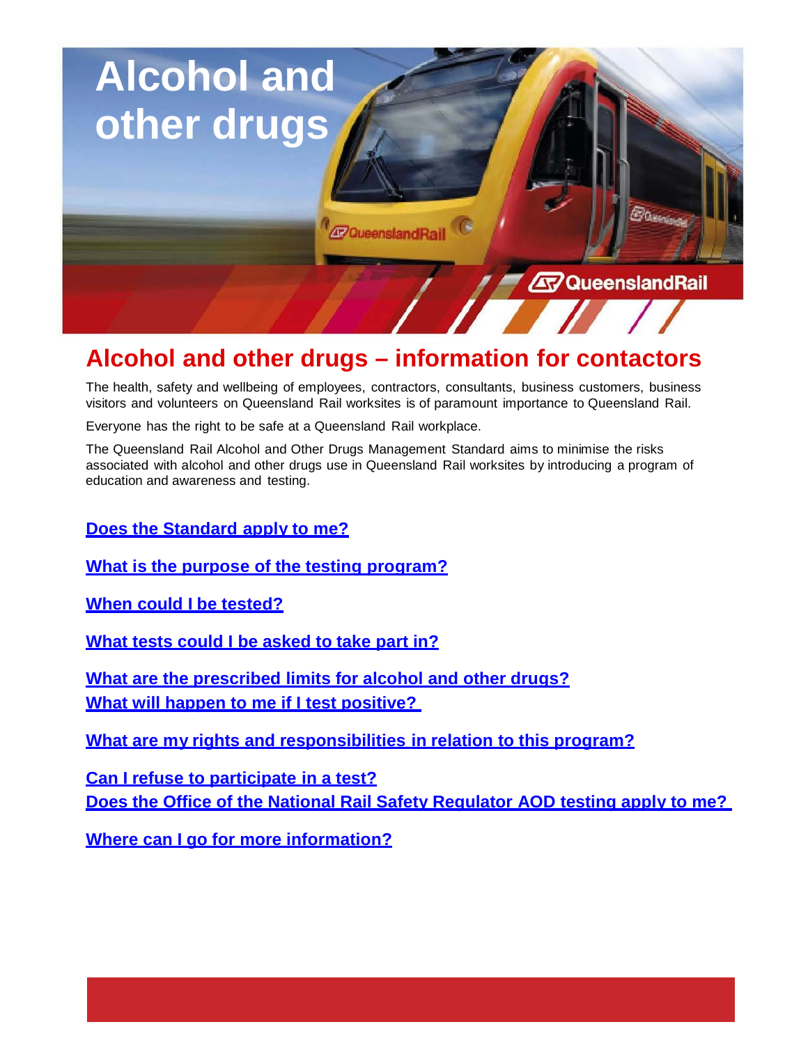# Alcohol and other drugs

## Alcohol and other drugs – information for contactors

The health, safety and wellbeing of employees, contractors, consultants, business customers, business visitors and volunteers on Queensland Rail worksites is of paramount importance to Queensland Rail.

Everyone has the right to be safe at a Queensland Rail workplace.

The Queensland Rail Alcohol and Other Drugs Management Standard aims to minimise the risks associated with alcohol and other drugs use in Queensland Rail worksites by introducing a program of education and awareness and testing.

**Does the Standard apply to me?**

**What is the purpose of the testing program?**

**When could I be tested?**

**What tests could I be asked to take part in?**

**What are the prescribed limits for alcohol and other drugs?**
**What will happen to me if I test positive?**

**What are my rights and responsibilities in relation to this program?**

**Can I refuse to participate in a test?**
**Does the Office of the National Rail Safety Regulator AOD testing apply to me?**

**Where can I go for more information?**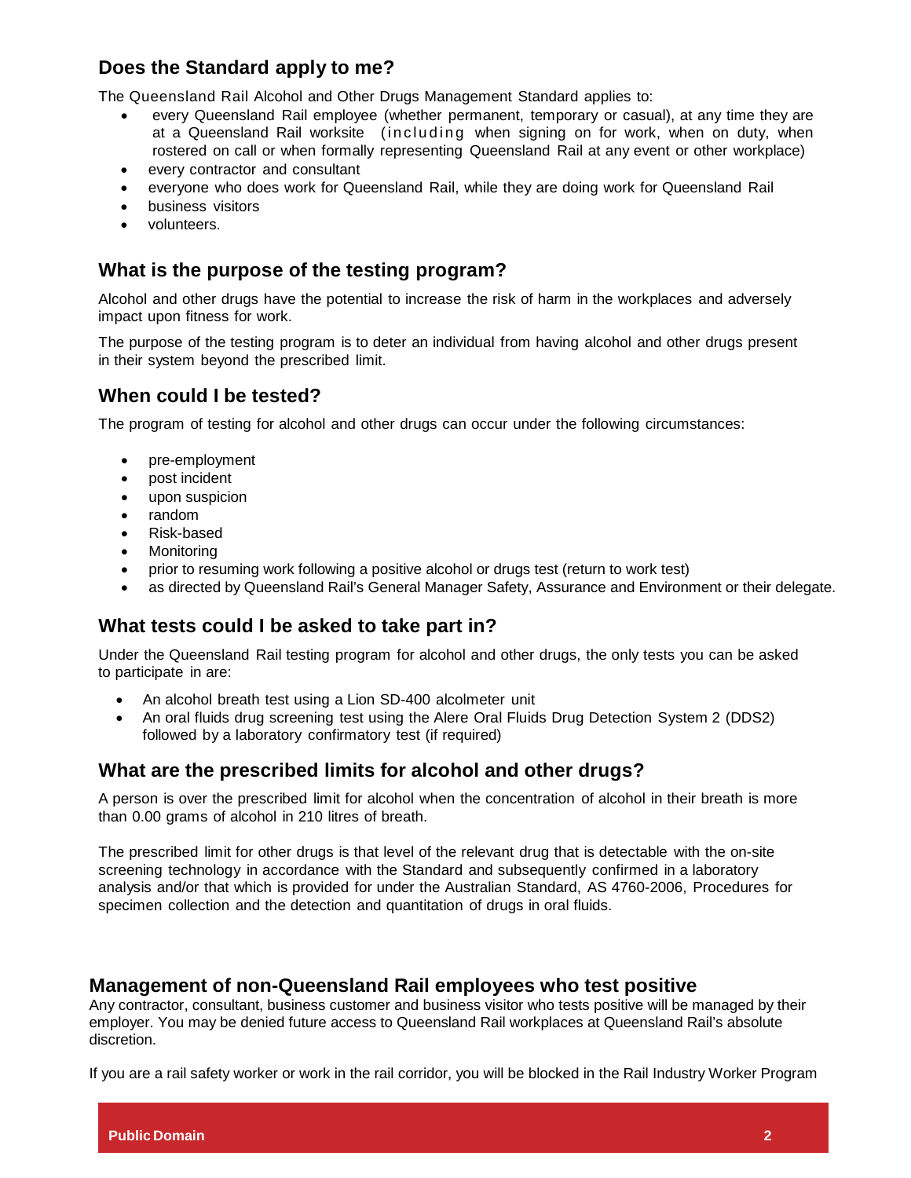## Does the Standard apply to me?

The Queensland Rail Alcohol and Other Drugs Management Standard applies to:

- every Queensland Rail employee (whether permanent, temporary or casual), at any time they are at a Queensland Rail worksite (including when signing on for work, when on duty, when rostered on call or when formally representing Queensland Rail at any event or other workplace)
- every contractor and consultant
- everyone who does work for Queensland Rail, while they are doing work for Queensland Rail
- business visitors
- volunteers.

## What is the purpose of the testing program?

Alcohol and other drugs have the potential to increase the risk of harm in the workplaces and adversely impact upon fitness for work.

The purpose of the testing program is to deter an individual from having alcohol and other drugs present in their system beyond the prescribed limit.

## When could I be tested?

The program of testing for alcohol and other drugs can occur under the following circumstances:

- pre-employment
- post incident
- upon suspicion
- random
- Risk-based
- Monitoring
- prior to resuming work following a positive alcohol or drugs test (return to work test)
- as directed by Queensland Rail's General Manager Safety, Assurance and Environment or their delegate.

## What tests could I be asked to take part in?

Under the Queensland Rail testing program for alcohol and other drugs, the only tests you can be asked to participate in are:

- An alcohol breath test using a Lion SD-400 alcolmeter unit
- An oral fluids drug screening test using the Alere Oral Fluids Drug Detection System 2 (DDS2) followed by a laboratory confirmatory test (if required)

## What are the prescribed limits for alcohol and other drugs?

A person is over the prescribed limit for alcohol when the concentration of alcohol in their breath is more than 0.00 grams of alcohol in 210 litres of breath.

The prescribed limit for other drugs is that level of the relevant drug that is detectable with the on-site screening technology in accordance with the Standard and subsequently confirmed in a laboratory analysis and/or that which is provided for under the Australian Standard, AS 4760-2006, Procedures for specimen collection and the detection and quantitation of drugs in oral fluids.

## Management of non-Queensland Rail employees who test positive

Any contractor, consultant, business customer and business visitor who tests positive will be managed by their employer. You may be denied future access to Queensland Rail workplaces at Queensland Rail's absolute discretion.

If you are a rail safety worker or work in the rail corridor, you will be blocked in the Rail Industry Worker Program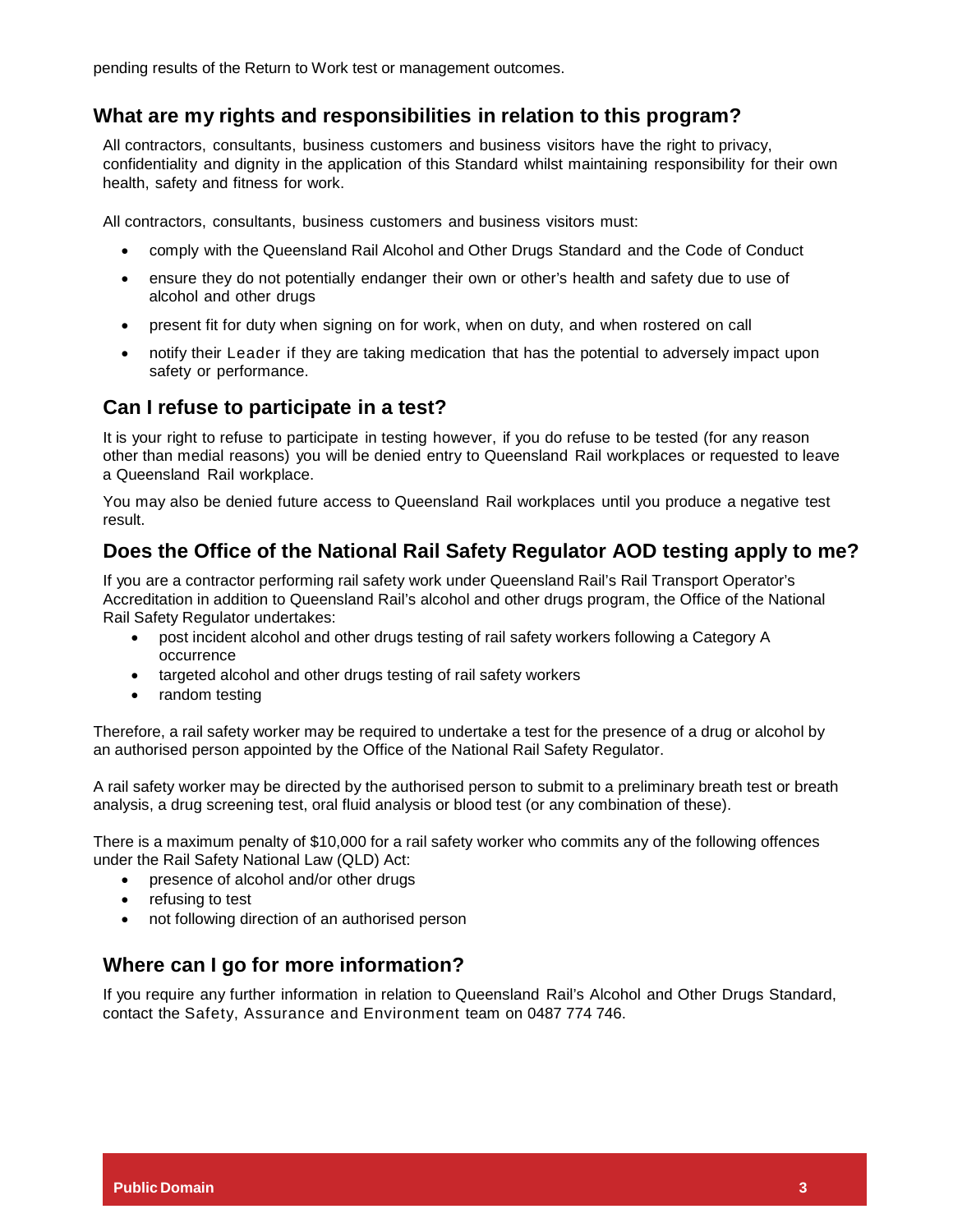pending results of the Return to Work test or management outcomes.

## What are my rights and responsibilities in relation to this program?

All contractors, consultants, business customers and business visitors have the right to privacy, confidentiality and dignity in the application of this Standard whilst maintaining responsibility for their own health, safety and fitness for work.

All contractors, consultants, business customers and business visitors must:

- comply with the Queensland Rail Alcohol and Other Drugs Standard and the Code of Conduct
- ensure they do not potentially endanger their own or other's health and safety due to use of alcohol and other drugs
- present fit for duty when signing on for work, when on duty, and when rostered on call
- notify their Leader if they are taking medication that has the potential to adversely impact upon safety or performance.

## Can I refuse to participate in a test?

It is your right to refuse to participate in testing however, if you do refuse to be tested (for any reason other than medial reasons) you will be denied entry to Queensland Rail workplaces or requested to leave a Queensland Rail workplace.

You may also be denied future access to Queensland Rail workplaces until you produce a negative test result.

## Does the Office of the National Rail Safety Regulator AOD testing apply to me?

If you are a contractor performing rail safety work under Queensland Rail's Rail Transport Operator's Accreditation in addition to Queensland Rail's alcohol and other drugs program, the Office of the National Rail Safety Regulator undertakes:

- post incident alcohol and other drugs testing of rail safety workers following a Category A occurrence
- targeted alcohol and other drugs testing of rail safety workers
- random testing

Therefore, a rail safety worker may be required to undertake a test for the presence of a drug or alcohol by an authorised person appointed by the Office of the National Rail Safety Regulator.

A rail safety worker may be directed by the authorised person to submit to a preliminary breath test or breath analysis, a drug screening test, oral fluid analysis or blood test (or any combination of these).

There is a maximum penalty of $10,000 for a rail safety worker who commits any of the following offences under the Rail Safety National Law (QLD) Act:

- presence of alcohol and/or other drugs
- refusing to test
- not following direction of an authorised person

## Where can I go for more information?

If you require any further information in relation to Queensland Rail's Alcohol and Other Drugs Standard, contact the Safety, Assurance and Environment team on 0487 774 746.

Public Domain